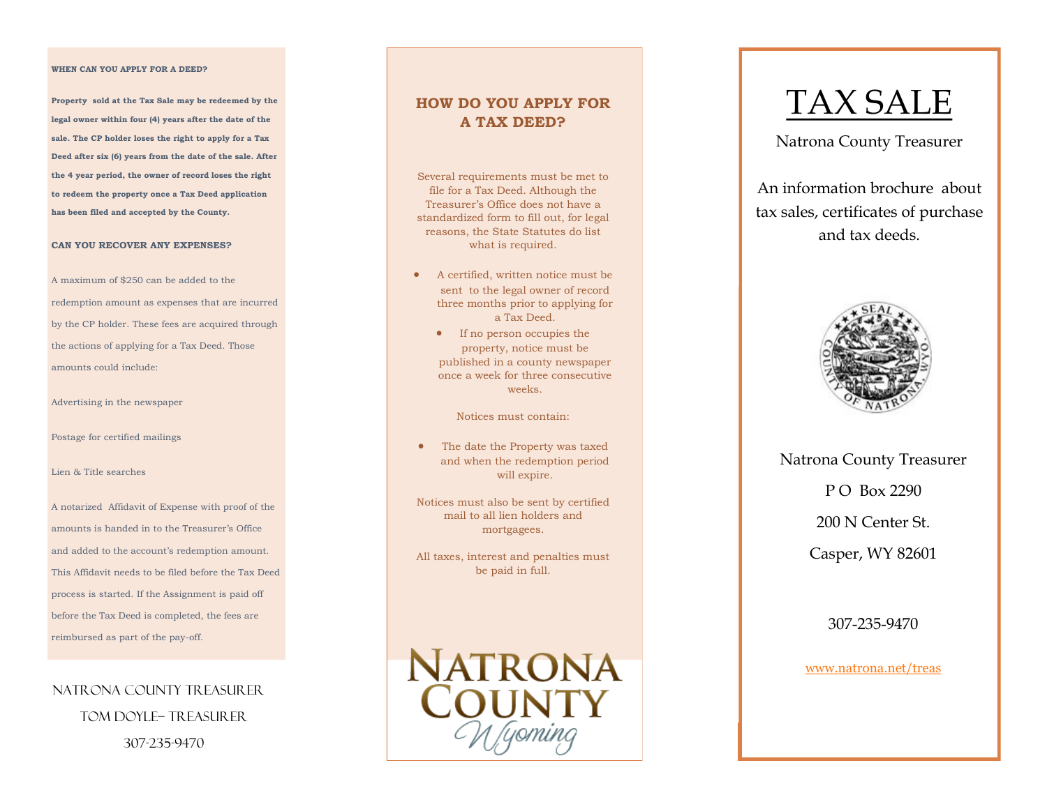**WHEN CAN YOU APPLY FOR A DEED?**

**Property sold at the Tax Sale may be redeemed by the legal owner within four (4) years after the date of the sale. The CP holder loses the right to apply for a Tax Deed after six (6) years from the date of the sale. After the 4 year period, the owner of record loses the right to redeem the property once a Tax Deed application has been filed and accepted by the County.**

**CAN YOU RECOVER ANY EXPENSES?**

A maximum of $250 can be added to the redemption amount as expenses that are incurred by the CP holder. These fees are acquired through the actions of applying for a Tax Deed. Those amounts could include:

Advertising in the newspaper

Postage for certified mailings

Lien & Title searches

A notarized Affidavit of Expense with proof of the amounts is handed in to the Treasurer's Office and added to the account's redemption amount. This Affidavit needs to be filed before the Tax Deed process is started. If the Assignment is paid off before the Tax Deed is completed, the fees are reimbursed as part of the pay-off.

NATRONA COUNTY TREASURER

TOM DOYLE– TREASURER

307-235-9470

## HOW DO YOU APPLY FOR A TAX DEED?

Several requirements must be met to file for a Tax Deed. Although the Treasurer's Office does not have a standardized form to fill out, for legal reasons, the State Statutes do list what is required.

- A certified, written notice must be sent to the legal owner of record three months prior to applying for a Tax Deed.
  - If no person occupies the property, notice must be published in a county newspaper once a week for three consecutive weeks.

Notices must contain:

- The date the Property was taxed and when the redemption period will expire.

Notices must also be sent by certified mail to all lien holders and mortgagees.

All taxes, interest and penalties must be paid in full.

NATRONA COUNTY
Wyoming

# TAX SALE

Natrona County Treasurer

An information brochure about tax sales, certificates of purchase and tax deeds.

SEAL COUNTY OF NATRONA, WYO.

Natrona County Treasurer

P O Box 2290

200 N Center St.

Casper, WY 82601

307-235-9470

www.natrona.net/treas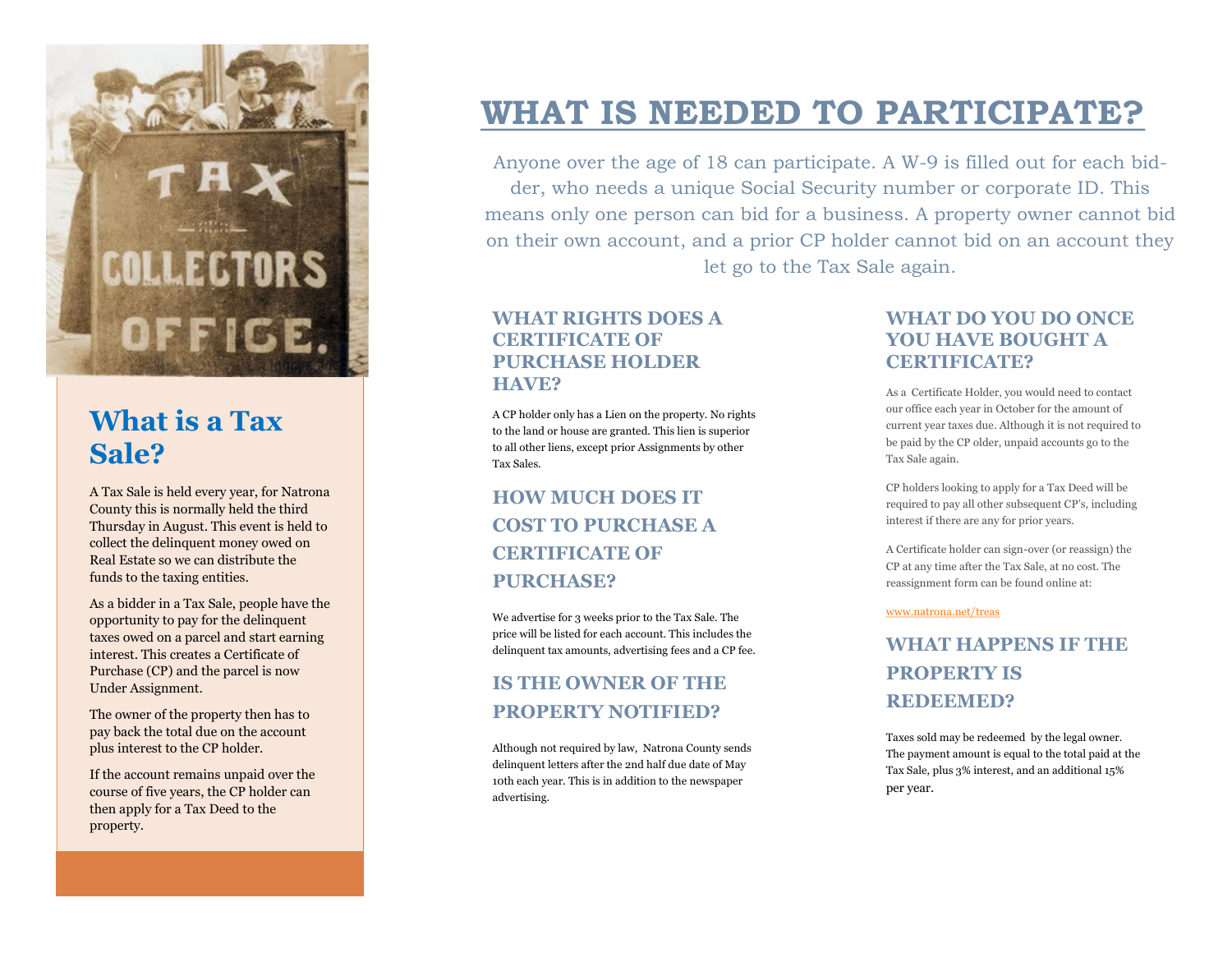## What is a Tax Sale?

A Tax Sale is held every year, for Natrona County this is normally held the third Thursday in August. This event is held to collect the delinquent money owed on Real Estate so we can distribute the funds to the taxing entities.

As a bidder in a Tax Sale, people have the opportunity to pay for the delinquent taxes owed on a parcel and start earning interest. This creates a Certificate of Purchase (CP) and the parcel is now Under Assignment.

The owner of the property then has to pay back the total due on the account plus interest to the CP holder.

If the account remains unpaid over the course of five years, the CP holder can then apply for a Tax Deed to the property.

# WHAT IS NEEDED TO PARTICIPATE?

Anyone over the age of 18 can participate. A W-9 is filled out for each bidder, who needs a unique Social Security number or corporate ID. This means only one person can bid for a business. A property owner cannot bid on their own account, and a prior CP holder cannot bid on an account they let go to the Tax Sale again.

### WHAT RIGHTS DOES A CERTIFICATE OF PURCHASE HOLDER HAVE?

A CP holder only has a Lien on the property. No rights to the land or house are granted. This lien is superior to all other liens, except prior Assignments by other Tax Sales.

### HOW MUCH DOES IT COST TO PURCHASE A CERTIFICATE OF PURCHASE?

We advertise for 3 weeks prior to the Tax Sale. The price will be listed for each account. This includes the delinquent tax amounts, advertising fees and a CP fee.

### IS THE OWNER OF THE PROPERTY NOTIFIED?

Although not required by law, Natrona County sends delinquent letters after the 2nd half due date of May 10th each year. This is in addition to the newspaper advertising.

### WHAT DO YOU DO ONCE YOU HAVE BOUGHT A CERTIFICATE?

As a Certificate Holder, you would need to contact our office each year in October for the amount of current year taxes due. Although it is not required to be paid by the CP older, unpaid accounts go to the Tax Sale again.

CP holders looking to apply for a Tax Deed will be required to pay all other subsequent CP's, including interest if there are any for prior years.

A Certificate holder can sign-over (or reassign) the CP at any time after the Tax Sale, at no cost. The reassignment form can be found online at:

www.natrona.net/treas

### WHAT HAPPENS IF THE PROPERTY IS REDEEMED?

Taxes sold may be redeemed by the legal owner. The payment amount is equal to the total paid at the Tax Sale, plus 3% interest, and an additional 15% per year.